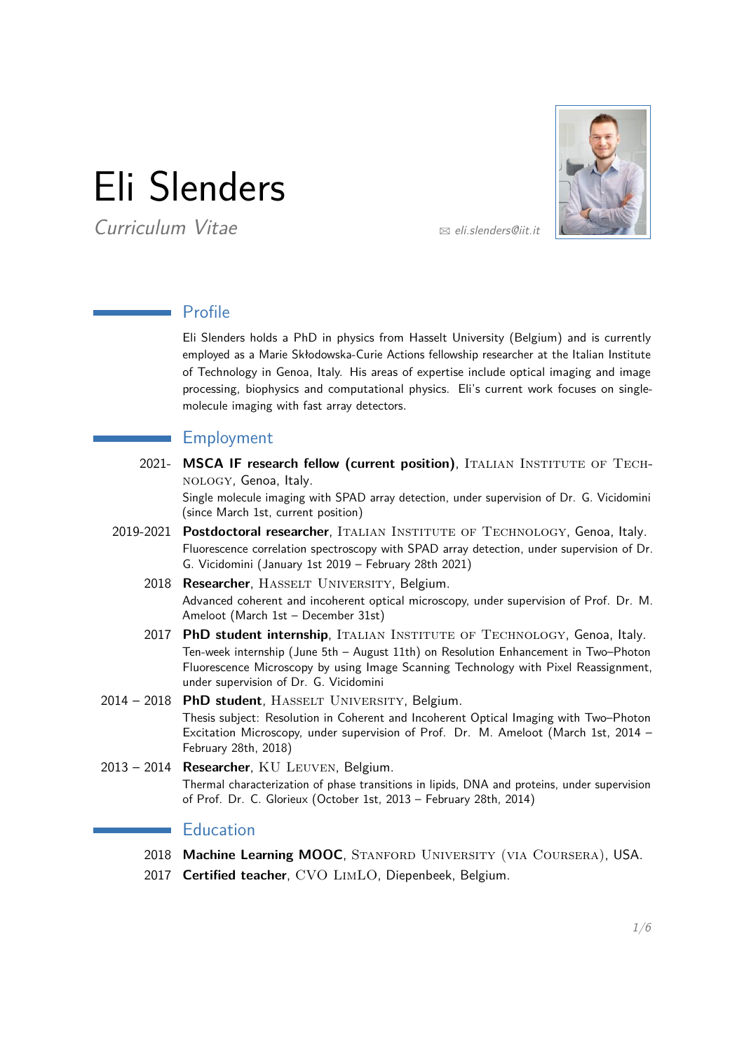# Eli Slenders

*Curriculum Vitae*

✉ *eli.slenders@iit.it*

## Profile

Eli Slenders holds a PhD in physics from Hasselt University (Belgium) and is currently employed as a Marie Skłodowska-Curie Actions fellowship researcher at the Italian Institute of Technology in Genoa, Italy. His areas of expertise include optical imaging and image processing, biophysics and computational physics. Eli's current work focuses on single-molecule imaging with fast array detectors.

## Employment

2021- **MSCA IF research fellow (current position)**, Italian Institute of Technology, Genoa, Italy.
Single molecule imaging with SPAD array detection, under supervision of Dr. G. Vicidomini (since March 1st, current position)

2019-2021 **Postdoctoral researcher**, Italian Institute of Technology, Genoa, Italy.
Fluorescence correlation spectroscopy with SPAD array detection, under supervision of Dr. G. Vicidomini (January 1st 2019 – February 28th 2021)

2018 **Researcher**, Hasselt University, Belgium.
Advanced coherent and incoherent optical microscopy, under supervision of Prof. Dr. M. Ameloot (March 1st – December 31st)

2017 **PhD student internship**, Italian Institute of Technology, Genoa, Italy.
Ten-week internship (June 5th – August 11th) on Resolution Enhancement in Two–Photon Fluorescence Microscopy by using Image Scanning Technology with Pixel Reassignment, under supervision of Dr. G. Vicidomini

2014 – 2018 **PhD student**, Hasselt University, Belgium.
Thesis subject: Resolution in Coherent and Incoherent Optical Imaging with Two–Photon Excitation Microscopy, under supervision of Prof. Dr. M. Ameloot (March 1st, 2014 – February 28th, 2018)

2013 – 2014 **Researcher**, KU Leuven, Belgium.
Thermal characterization of phase transitions in lipids, DNA and proteins, under supervision of Prof. Dr. C. Glorieux (October 1st, 2013 – February 28th, 2014)

## Education

2018 **Machine Learning MOOC**, Stanford University (via Coursera), USA.

2017 **Certified teacher**, CVO LimLO, Diepenbeek, Belgium.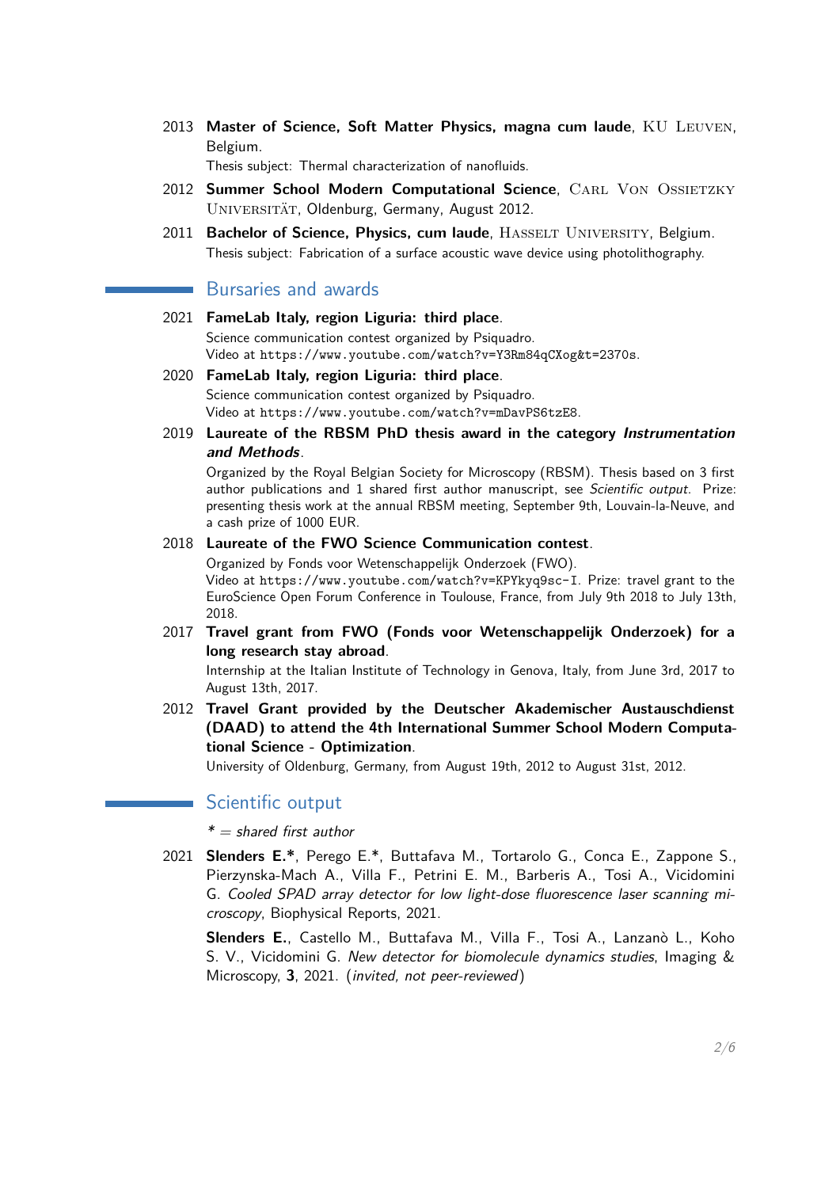2013 **Master of Science, Soft Matter Physics, magna cum laude**, KU Leuven, Belgium.
Thesis subject: Thermal characterization of nanofluids.

2012 **Summer School Modern Computational Science**, Carl Von Ossietzky Universität, Oldenburg, Germany, August 2012.

2011 **Bachelor of Science, Physics, cum laude**, Hasselt University, Belgium.
Thesis subject: Fabrication of a surface acoustic wave device using photolithography.

## Bursaries and awards

2021 **FameLab Italy, region Liguria: third place**.
Science communication contest organized by Psiquadro.
Video at https://www.youtube.com/watch?v=Y3Rm84qCXog&t=2370s.

2020 **FameLab Italy, region Liguria: third place**.
Science communication contest organized by Psiquadro.
Video at https://www.youtube.com/watch?v=mDavPS6tzE8.

2019 **Laureate of the RBSM PhD thesis award in the category *Instrumentation and Methods***.
Organized by the Royal Belgian Society for Microscopy (RBSM). Thesis based on 3 first author publications and 1 shared first author manuscript, see *Scientific output*. Prize: presenting thesis work at the annual RBSM meeting, September 9th, Louvain-la-Neuve, and a cash prize of 1000 EUR.

2018 **Laureate of the FWO Science Communication contest**.
Organized by Fonds voor Wetenschappelijk Onderzoek (FWO).
Video at https://www.youtube.com/watch?v=KPYkyq9sc-I. Prize: travel grant to the EuroScience Open Forum Conference in Toulouse, France, from July 9th 2018 to July 13th, 2018.

2017 **Travel grant from FWO (Fonds voor Wetenschappelijk Onderzoek) for a long research stay abroad**.
Internship at the Italian Institute of Technology in Genova, Italy, from June 3rd, 2017 to August 13th, 2017.

2012 **Travel Grant provided by the Deutscher Akademischer Austauschdienst (DAAD) to attend the 4th International Summer School Modern Computational Science - Optimization**.
University of Oldenburg, Germany, from August 19th, 2012 to August 31st, 2012.

## Scientific output

*\* = shared first author*

2021 **Slenders E.\***, Perego E.\*, Buttafava M., Tortarolo G., Conca E., Zappone S., Pierzynska-Mach A., Villa F., Petrini E. M., Barberis A., Tosi A., Vicidomini G. *Cooled SPAD array detector for low light-dose fluorescence laser scanning microscopy*, Biophysical Reports, 2021.

**Slenders E.**, Castello M., Buttafava M., Villa F., Tosi A., Lanzanò L., Koho S. V., Vicidomini G. *New detector for biomolecule dynamics studies*, Imaging & Microscopy, **3**, 2021. (*invited, not peer-reviewed*)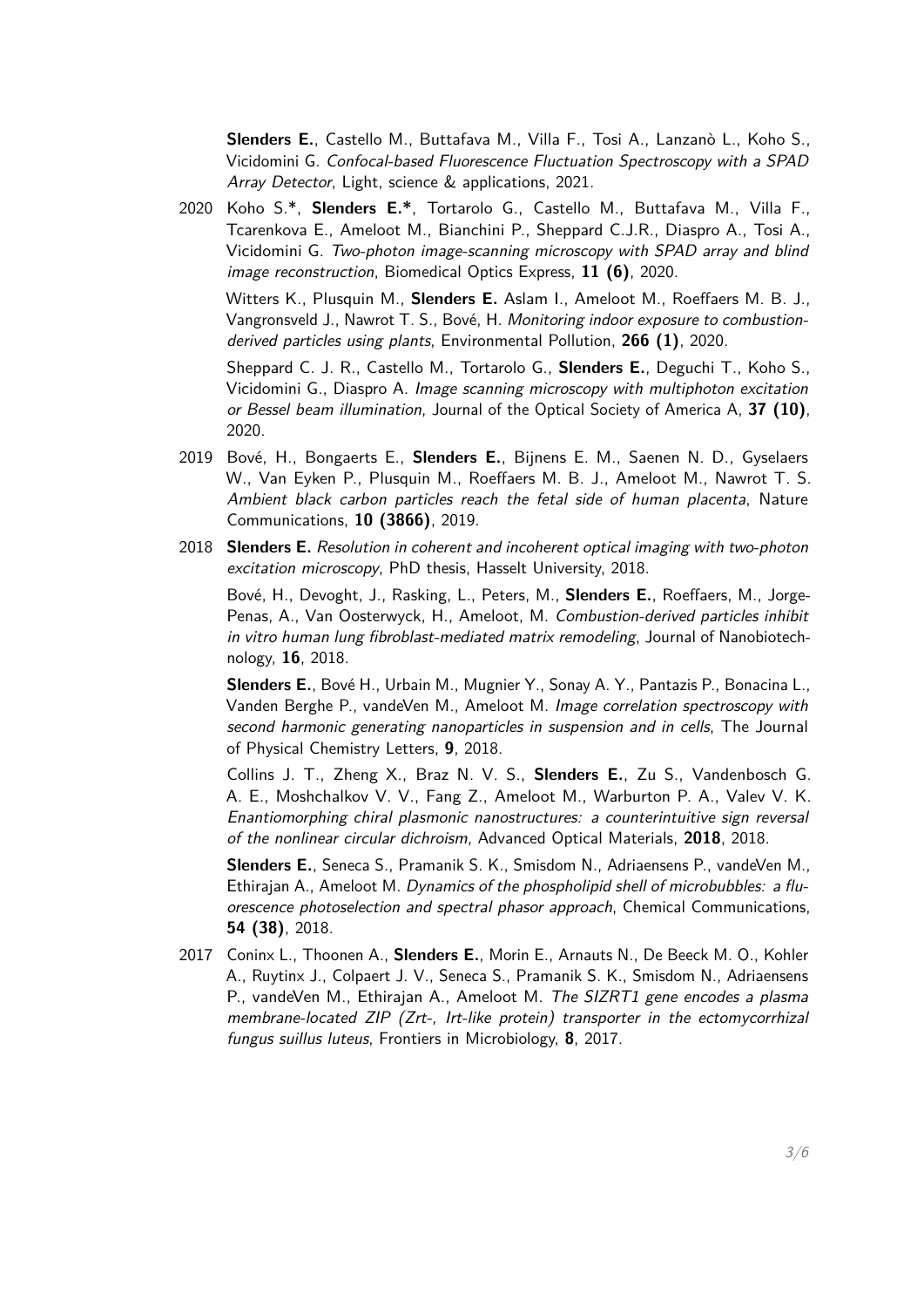**Slenders E.**, Castello M., Buttafava M., Villa F., Tosi A., Lanzanò L., Koho S., Vicidomini G. *Confocal-based Fluorescence Fluctuation Spectroscopy with a SPAD Array Detector*, Light, science & applications, 2021.

2020 Koho S.*, **Slenders E.***, Tortarolo G., Castello M., Buttafava M., Villa F., Tcarenkova E., Ameloot M., Bianchini P., Sheppard C.J.R., Diaspro A., Tosi A., Vicidomini G. *Two-photon image-scanning microscopy with SPAD array and blind image reconstruction*, Biomedical Optics Express, **11 (6)**, 2020.

Witters K., Plusquin M., **Slenders E.** Aslam I., Ameloot M., Roeffaers M. B. J., Vangronsveld J., Nawrot T. S., Bové, H. *Monitoring indoor exposure to combustion-derived particles using plants*, Environmental Pollution, **266 (1)**, 2020.

Sheppard C. J. R., Castello M., Tortarolo G., **Slenders E.**, Deguchi T., Koho S., Vicidomini G., Diaspro A. *Image scanning microscopy with multiphoton excitation or Bessel beam illumination*, Journal of the Optical Society of America A, **37 (10)**, 2020.

2019 Bové, H., Bongaerts E., **Slenders E.**, Bijnens E. M., Saenen N. D., Gyselaers W., Van Eyken P., Plusquin M., Roeffaers M. B. J., Ameloot M., Nawrot T. S. *Ambient black carbon particles reach the fetal side of human placenta*, Nature Communications, **10 (3866)**, 2019.

2018 **Slenders E.** *Resolution in coherent and incoherent optical imaging with two-photon excitation microscopy*, PhD thesis, Hasselt University, 2018.

Bové, H., Devoght, J., Rasking, L., Peters, M., **Slenders E.**, Roeffaers, M., Jorge-Penas, A., Van Oosterwyck, H., Ameloot, M. *Combustion-derived particles inhibit in vitro human lung fibroblast-mediated matrix remodeling*, Journal of Nanobiotechnology, **16**, 2018.

**Slenders E.**, Bové H., Urbain M., Mugnier Y., Sonay A. Y., Pantazis P., Bonacina L., Vanden Berghe P., vandeVen M., Ameloot M. *Image correlation spectroscopy with second harmonic generating nanoparticles in suspension and in cells*, The Journal of Physical Chemistry Letters, **9**, 2018.

Collins J. T., Zheng X., Braz N. V. S., **Slenders E.**, Zu S., Vandenbosch G. A. E., Moshchalkov V. V., Fang Z., Ameloot M., Warburton P. A., Valev V. K. *Enantiomorphing chiral plasmonic nanostructures: a counterintuitive sign reversal of the nonlinear circular dichroism*, Advanced Optical Materials, **2018**, 2018.

**Slenders E.**, Seneca S., Pramanik S. K., Smisdom N., Adriaensens P., vandeVen M., Ethirajan A., Ameloot M. *Dynamics of the phospholipid shell of microbubbles: a fluorescence photoselection and spectral phasor approach*, Chemical Communications, **54 (38)**, 2018.

2017 Coninx L., Thoonen A., **Slenders E.**, Morin E., Arnauts N., De Beeck M. O., Kohler A., Ruytinx J., Colpaert J. V., Seneca S., Pramanik S. K., Smisdom N., Adriaensens P., vandeVen M., Ethirajan A., Ameloot M. *The SlZRT1 gene encodes a plasma membrane-located ZIP (Zrt-, Irt-like protein) transporter in the ectomycorrhizal fungus suillus luteus*, Frontiers in Microbiology, **8**, 2017.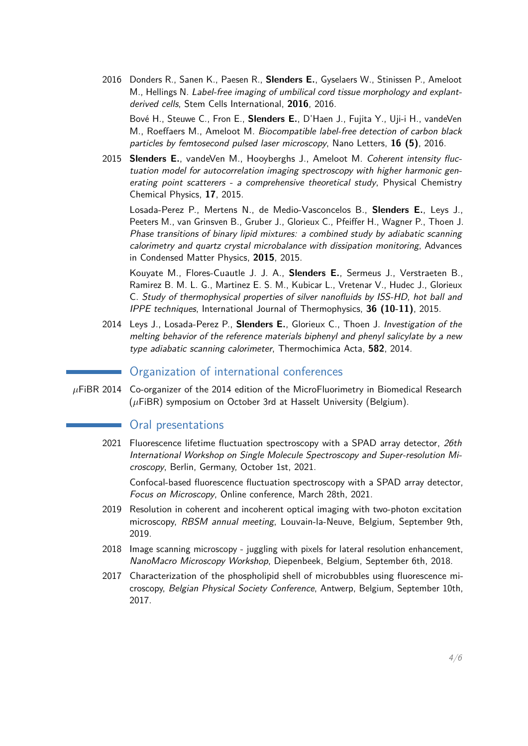2016 Donders R., Sanen K., Paesen R., **Slenders E.**, Gyselaers W., Stinissen P., Ameloot M., Hellings N. *Label-free imaging of umbilical cord tissue morphology and explant-derived cells*, Stem Cells International, **2016**, 2016.

Bové H., Steuwe C., Fron E., **Slenders E.**, D'Haen J., Fujita Y., Uji-i H., vandeVen M., Roeffaers M., Ameloot M. *Biocompatible label-free detection of carbon black particles by femtosecond pulsed laser microscopy*, Nano Letters, **16 (5)**, 2016.

2015 **Slenders E.**, vandeVen M., Hooyberghs J., Ameloot M. *Coherent intensity fluctuation model for autocorrelation imaging spectroscopy with higher harmonic generating point scatterers - a comprehensive theoretical study*, Physical Chemistry Chemical Physics, **17**, 2015.

Losada-Perez P., Mertens N., de Medio-Vasconcelos B., **Slenders E.**, Leys J., Peeters M., van Grinsven B., Gruber J., Glorieux C., Pfeiffer H., Wagner P., Thoen J. *Phase transitions of binary lipid mixtures: a combined study by adiabatic scanning calorimetry and quartz crystal microbalance with dissipation monitoring*, Advances in Condensed Matter Physics, **2015**, 2015.

Kouyate M., Flores-Cuautle J. J. A., **Slenders E.**, Sermeus J., Verstraeten B., Ramirez B. M. L. G., Martinez E. S. M., Kubicar L., Vretenar V., Hudec J., Glorieux C. *Study of thermophysical properties of silver nanofluids by ISS-HD, hot ball and IPPE techniques*, International Journal of Thermophysics, **36 (10-11)**, 2015.

2014 Leys J., Losada-Perez P., **Slenders E.**, Glorieux C., Thoen J. *Investigation of the melting behavior of the reference materials biphenyl and phenyl salicylate by a new type adiabatic scanning calorimeter*, Thermochimica Acta, **582**, 2014.

## Organization of international conferences

$\mu$FiBR 2014 Co-organizer of the 2014 edition of the MicroFluorimetry in Biomedical Research ($\mu$FiBR) symposium on October 3rd at Hasselt University (Belgium).

## Oral presentations

2021 Fluorescence lifetime fluctuation spectroscopy with a SPAD array detector, *26th International Workshop on Single Molecule Spectroscopy and Super-resolution Microscopy*, Berlin, Germany, October 1st, 2021.

Confocal-based fluorescence fluctuation spectroscopy with a SPAD array detector, *Focus on Microscopy*, Online conference, March 28th, 2021.

2019 Resolution in coherent and incoherent optical imaging with two-photon excitation microscopy, *RBSM annual meeting*, Louvain-la-Neuve, Belgium, September 9th, 2019.

2018 Image scanning microscopy - juggling with pixels for lateral resolution enhancement, *NanoMacro Microscopy Workshop*, Diepenbeek, Belgium, September 6th, 2018.

2017 Characterization of the phospholipid shell of microbubbles using fluorescence microscopy, *Belgian Physical Society Conference*, Antwerp, Belgium, September 10th, 2017.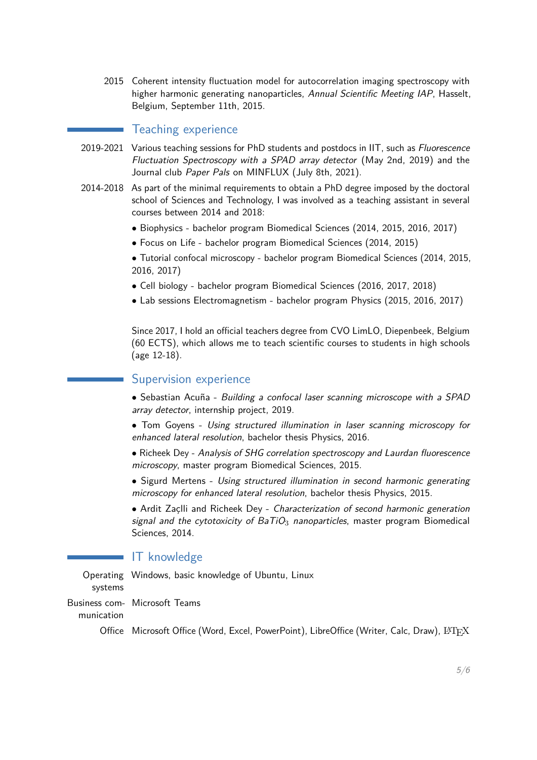2015 Coherent intensity fluctuation model for autocorrelation imaging spectroscopy with higher harmonic generating nanoparticles, *Annual Scientific Meeting IAP*, Hasselt, Belgium, September 11th, 2015.

## Teaching experience

2019-2021 Various teaching sessions for PhD students and postdocs in IIT, such as *Fluorescence Fluctuation Spectroscopy with a SPAD array detector* (May 2nd, 2019) and the Journal club *Paper Pals* on MINFLUX (July 8th, 2021).

2014-2018 As part of the minimal requirements to obtain a PhD degree imposed by the doctoral school of Sciences and Technology, I was involved as a teaching assistant in several courses between 2014 and 2018:

- Biophysics - bachelor program Biomedical Sciences (2014, 2015, 2016, 2017)
- Focus on Life - bachelor program Biomedical Sciences (2014, 2015)
- Tutorial confocal microscopy - bachelor program Biomedical Sciences (2014, 2015, 2016, 2017)
- Cell biology - bachelor program Biomedical Sciences (2016, 2017, 2018)
- Lab sessions Electromagnetism - bachelor program Physics (2015, 2016, 2017)

Since 2017, I hold an official teachers degree from CVO LimLO, Diepenbeek, Belgium (60 ECTS), which allows me to teach scientific courses to students in high schools (age 12-18).

## Supervision experience

- Sebastian Acuña - *Building a confocal laser scanning microscope with a SPAD array detector*, internship project, 2019.
- Tom Goyens - *Using structured illumination in laser scanning microscopy for enhanced lateral resolution*, bachelor thesis Physics, 2016.
- Richeek Dey - *Analysis of SHG correlation spectroscopy and Laurdan fluorescence microscopy*, master program Biomedical Sciences, 2015.
- Sigurd Mertens - *Using structured illumination in second harmonic generating microscopy for enhanced lateral resolution*, bachelor thesis Physics, 2015.
- Ardit Zaçlli and Richeek Dey - *Characterization of second harmonic generation signal and the cytotoxicity of $BaTiO_3$ nanoparticles*, master program Biomedical Sciences, 2014.

## IT knowledge

Operating systems: Windows, basic knowledge of Ubuntu, Linux

Business communication: Microsoft Teams

Office: Microsoft Office (Word, Excel, PowerPoint), LibreOffice (Writer, Calc, Draw), LaTeX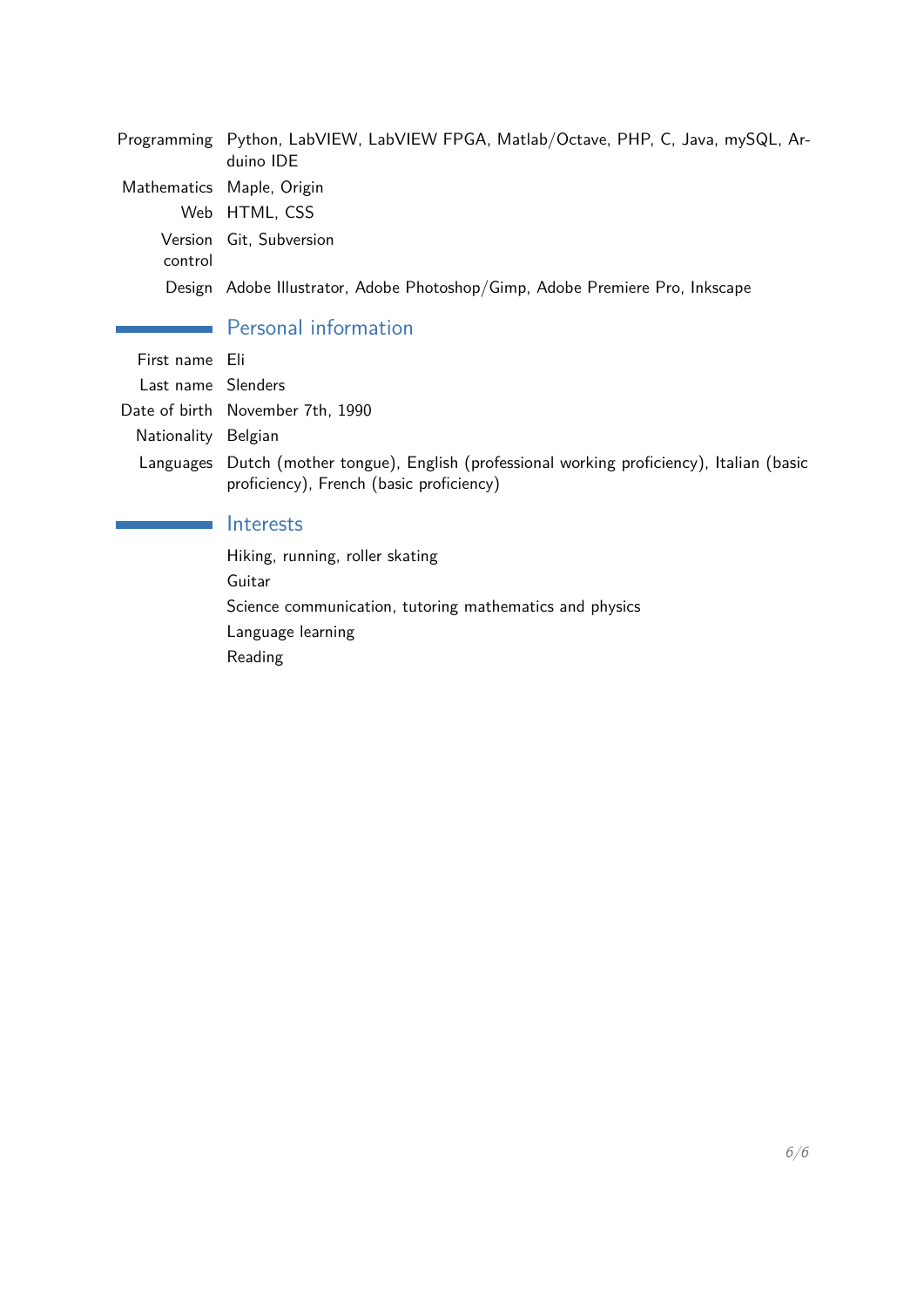| | |
|---|---|
| Programming | Python, LabVIEW, LabVIEW FPGA, Matlab/Octave, PHP, C, Java, mySQL, Arduino IDE |
| Mathematics | Maple, Origin |
| Web | HTML, CSS |
| Version control | Git, Subversion |
| Design | Adobe Illustrator, Adobe Photoshop/Gimp, Adobe Premiere Pro, Inkscape |

## Personal information

| | |
|---|---|
| First name | Eli |
| Last name | Slenders |
| Date of birth | November 7th, 1990 |
| Nationality | Belgian |
| Languages | Dutch (mother tongue), English (professional working proficiency), Italian (basic proficiency), French (basic proficiency) |

## Interests

Hiking, running, roller skating

Guitar

Science communication, tutoring mathematics and physics

Language learning

Reading